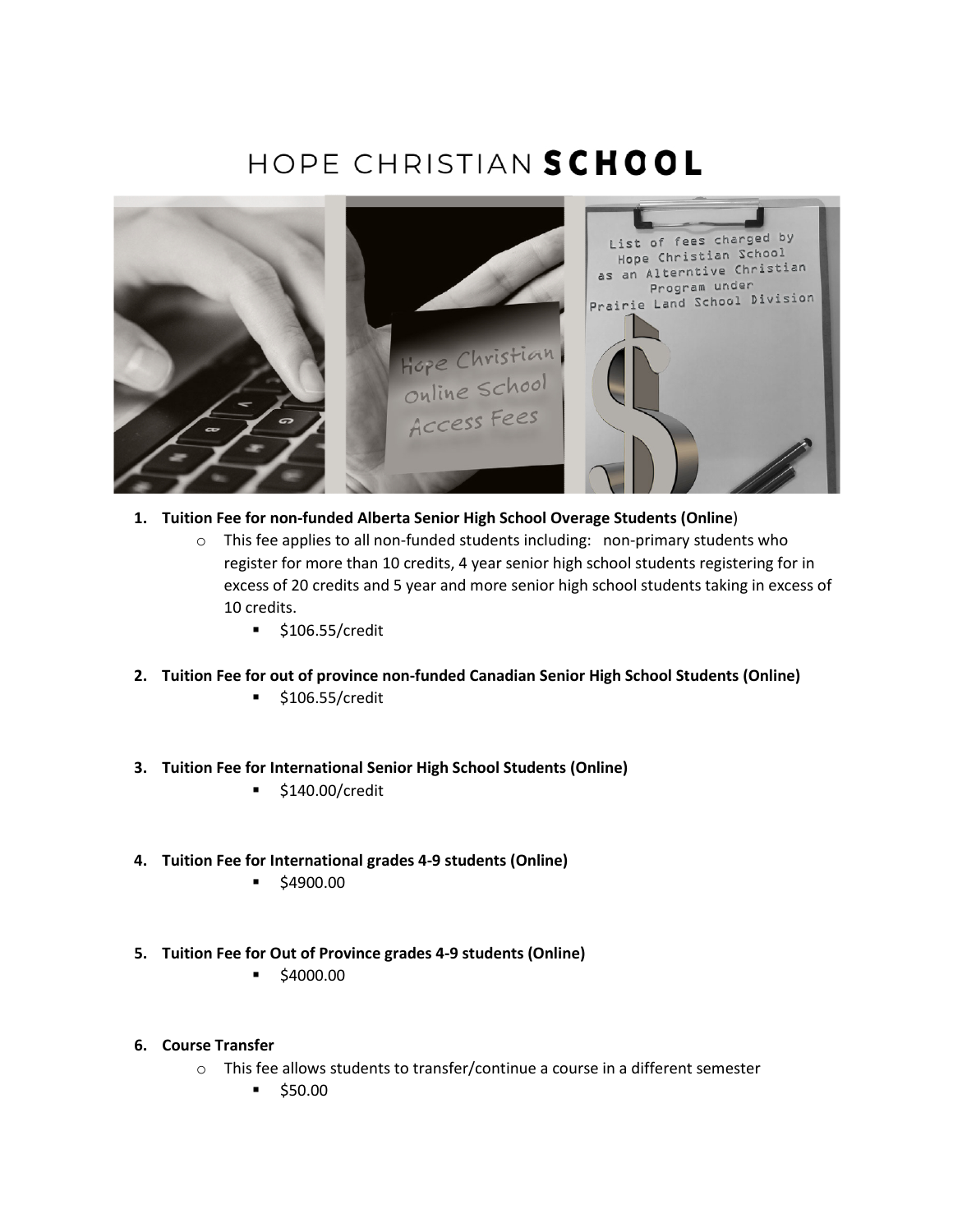# HOPE CHRISTIAN **SCHOOL**

1. **Tuition Fee for non-funded Alberta Senior High School Overage Students (Online**)
   - This fee applies to all non-funded students including: non-primary students who register for more than 10 credits, 4 year senior high school students registering for in excess of 20 credits and 5 year and more senior high school students taking in excess of 10 credits.
     - $106.55/credit

2. **Tuition Fee for out of province non-funded Canadian Senior High School Students (Online)**
   - $106.55/credit

3. **Tuition Fee for International Senior High School Students (Online)**
   - $140.00/credit

4. **Tuition Fee for International grades 4-9 students (Online)**
   - $4900.00

5. **Tuition Fee for Out of Province grades 4-9 students (Online)**
   - $4000.00

6. **Course Transfer**
   - This fee allows students to transfer/continue a course in a different semester
     - $50.00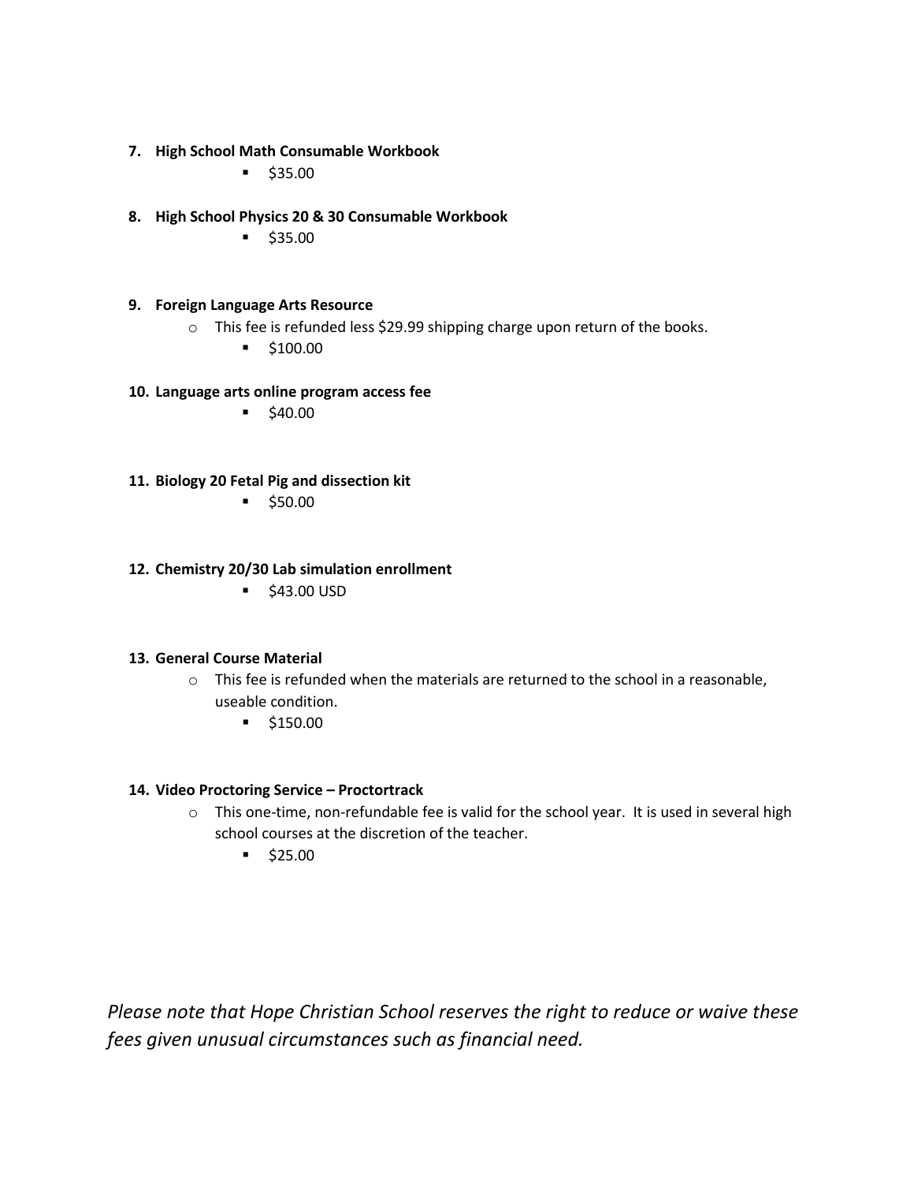7. **High School Math Consumable Workbook**
    - $35.00

8. **High School Physics 20 & 30 Consumable Workbook**
    - $35.00

9. **Foreign Language Arts Resource**
    - This fee is refunded less $29.99 shipping charge upon return of the books.
        - $100.00

10. **Language arts online program access fee**
    - $40.00

11. **Biology 20 Fetal Pig and dissection kit**
    - $50.00

12. **Chemistry 20/30 Lab simulation enrollment**
    - $43.00 USD

13. **General Course Material**
    - This fee is refunded when the materials are returned to the school in a reasonable, useable condition.
        - $150.00

14. **Video Proctoring Service – Proctortrack**
    - This one-time, non-refundable fee is valid for the school year. It is used in several high school courses at the discretion of the teacher.
        - $25.00

*Please note that Hope Christian School reserves the right to reduce or waive these fees given unusual circumstances such as financial need.*